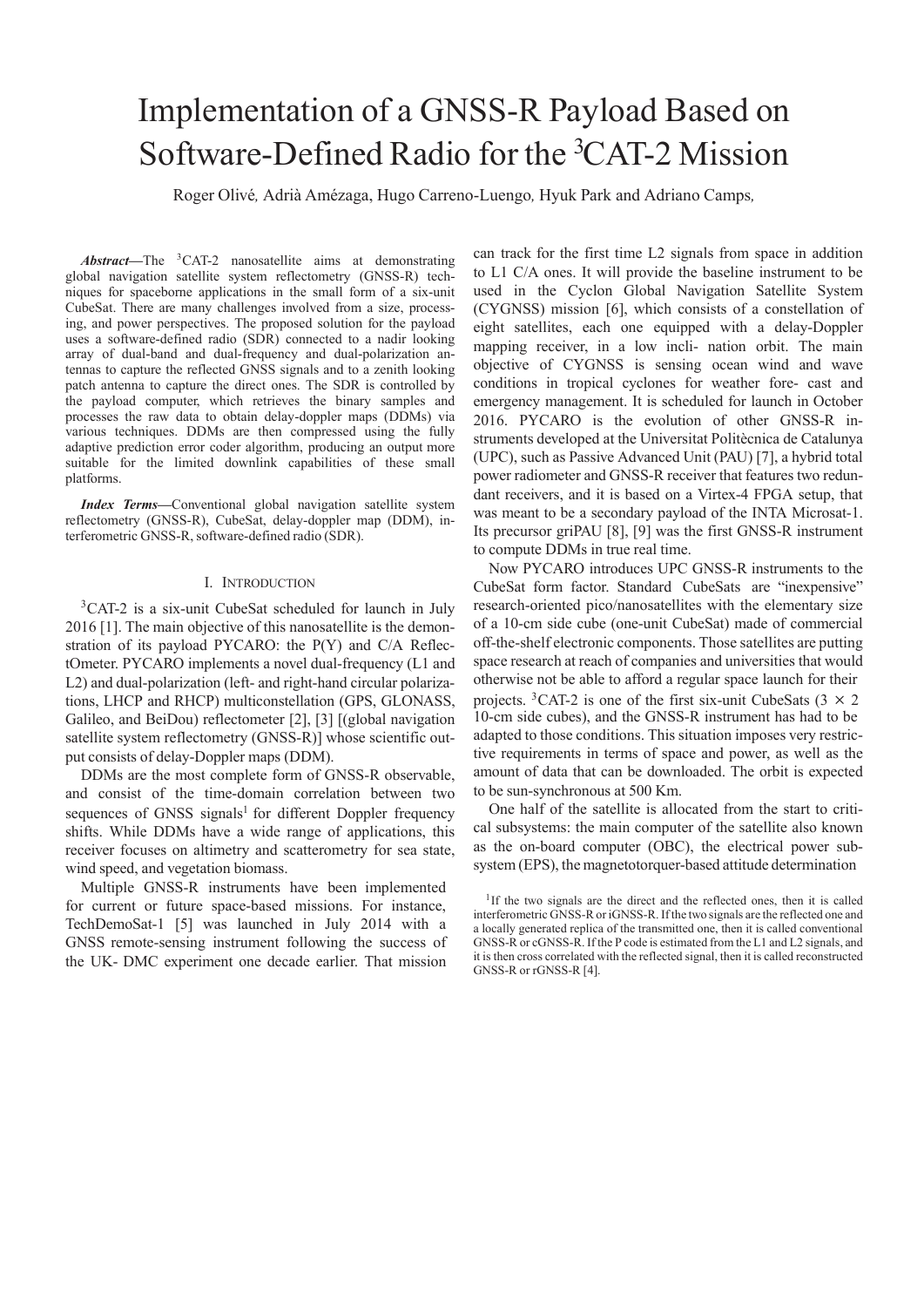# Implementation of a GNSS-R Payload Based on Software-Defined Radio for the $^3$CAT-2 Mission

Roger Olivé, Adrià Amézaga, Hugo Carreno-Luengo, Hyuk Park and Adriano Camps,

***Abstract*—**The $^3$CAT-2 nanosatellite aims at demonstrating global navigation satellite system reflectometry (GNSS-R) techniques for spaceborne applications in the small form of a six-unit CubeSat. There are many challenges involved from a size, processing, and power perspectives. The proposed solution for the payload uses a software-defined radio (SDR) connected to a nadir looking array of dual-band and dual-frequency and dual-polarization antennas to capture the reflected GNSS signals and to a zenith looking patch antenna to capture the direct ones. The SDR is controlled by the payload computer, which retrieves the binary samples and processes the raw data to obtain delay-doppler maps (DDMs) via various techniques. DDMs are then compressed using the fully adaptive prediction error coder algorithm, producing an output more suitable for the limited downlink capabilities of these small platforms.

***Index Terms*—**Conventional global navigation satellite system reflectometry (GNSS-R), CubeSat, delay-doppler map (DDM), interferometric GNSS-R, software-defined radio (SDR).

## I. Introduction

$^3$CAT-2 is a six-unit CubeSat scheduled for launch in July 2016 [1]. The main objective of this nanosatellite is the demonstration of its payload PYCARO: the P(Y) and C/A ReflectOmeter. PYCARO implements a novel dual-frequency (L1 and L2) and dual-polarization (left- and right-hand circular polarizations, LHCP and RHCP) multiconstellation (GPS, GLONASS, Galileo, and BeiDou) reflectometer [2], [3] [(global navigation satellite system reflectometry (GNSS-R)] whose scientific output consists of delay-Doppler maps (DDM).

DDMs are the most complete form of GNSS-R observable, and consist of the time-domain correlation between two sequences of GNSS signals[1] for different Doppler frequency shifts. While DDMs have a wide range of applications, this receiver focuses on altimetry and scatterometry for sea state, wind speed, and vegetation biomass.

Multiple GNSS-R instruments have been implemented for current or future space-based missions. For instance, TechDemoSat-1 [5] was launched in July 2014 with a GNSS remote-sensing instrument following the success of the UK- DMC experiment one decade earlier. That mission can track for the first time L2 signals from space in addition to L1 C/A ones. It will provide the baseline instrument to be used in the Cyclon Global Navigation Satellite System (CYGNSS) mission [6], which consists of a constellation of eight satellites, each one equipped with a delay-Doppler mapping receiver, in a low incli- nation orbit. The main objective of CYGNSS is sensing ocean wind and wave conditions in tropical cyclones for weather fore- cast and emergency management. It is scheduled for launch in October 2016. PYCARO is the evolution of other GNSS-R instruments developed at the Universitat Politècnica de Catalunya (UPC), such as Passive Advanced Unit (PAU) [7], a hybrid total power radiometer and GNSS-R receiver that features two redundant receivers, and it is based on a Virtex-4 FPGA setup, that was meant to be a secondary payload of the INTA Microsat-1. Its precursor griPAU [8], [9] was the first GNSS-R instrument to compute DDMs in true real time.

Now PYCARO introduces UPC GNSS-R instruments to the CubeSat form factor. Standard CubeSats are "inexpensive" research-oriented pico/nanosatellites with the elementary size of a 10-cm side cube (one-unit CubeSat) made of commercial off-the-shelf electronic components. Those satellites are putting space research at reach of companies and universities that would otherwise not be able to afford a regular space launch for their projects. $^3$CAT-2 is one of the first six-unit CubeSats ($3 \times 2$ 10-cm side cubes), and the GNSS-R instrument has had to be adapted to those conditions. This situation imposes very restrictive requirements in terms of space and power, as well as the amount of data that can be downloaded. The orbit is expected to be sun-synchronous at 500 Km.

One half of the satellite is allocated from the start to critical subsystems: the main computer of the satellite also known as the on-board computer (OBC), the electrical power subsystem (EPS), the magnetotorquer-based attitude determination

[1] If the two signals are the direct and the reflected ones, then it is called interferometric GNSS-R or iGNSS-R. If the two signals are the reflected one and a locally generated replica of the transmitted one, then it is called conventional GNSS-R or cGNSS-R. If the P code is estimated from the L1 and L2 signals, and it is then cross correlated with the reflected signal, then it is called reconstructed GNSS-R or rGNSS-R [4].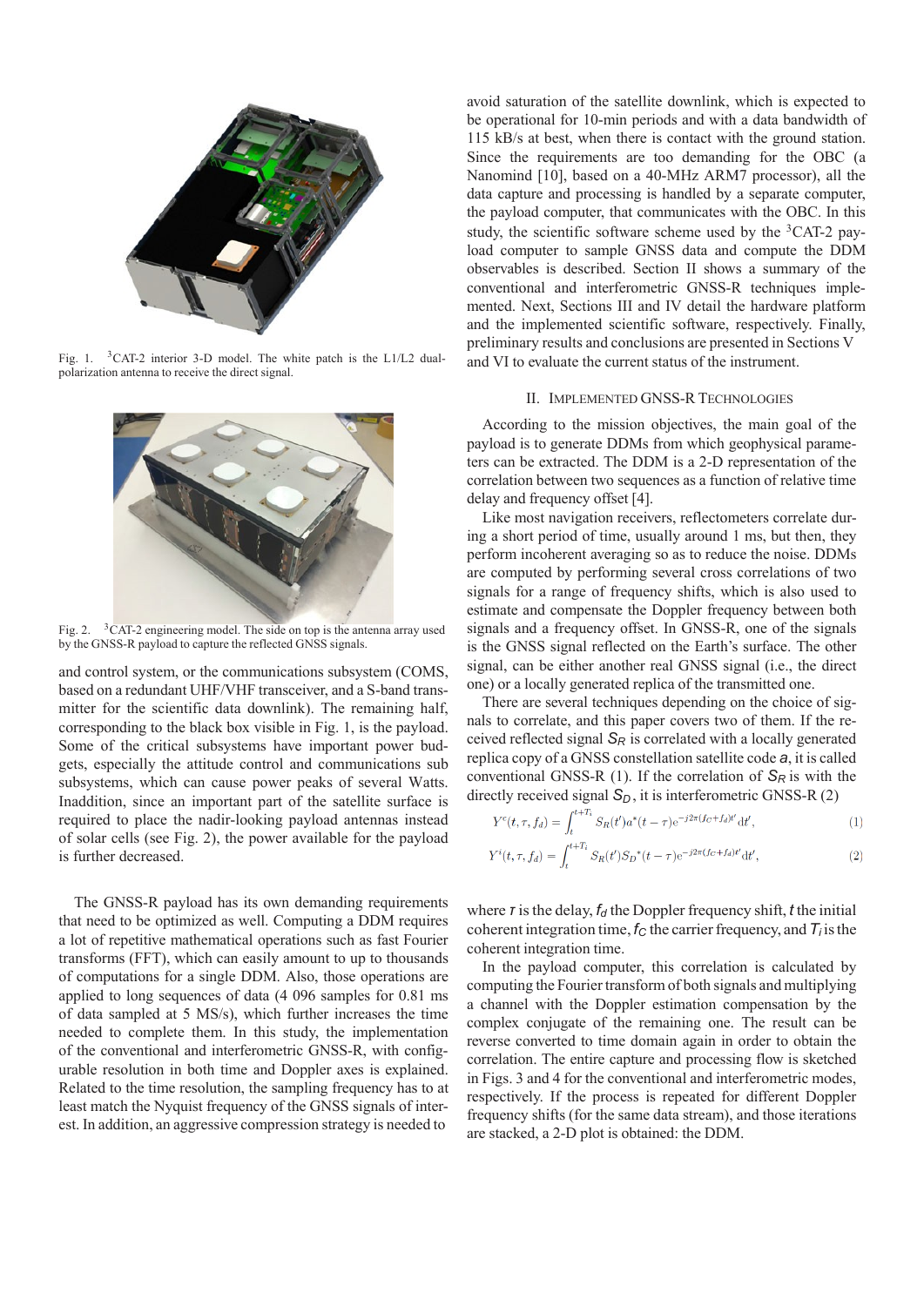Fig. 1. 3CAT-2 interior 3-D model. The white patch is the L1/L2 dual-polarization antenna to receive the direct signal.

Fig. 2. 3CAT-2 engineering model. The side on top is the antenna array used by the GNSS-R payload to capture the reflected GNSS signals.

and control system, or the communications subsystem (COMS, based on a redundant UHF/VHF transceiver, and a S-band transmitter for the scientific data downlink). The remaining half, corresponding to the black box visible in Fig. 1, is the payload. Some of the critical subsystems have important power budgets, especially the attitude control and communications sub subsystems, which can cause power peaks of several Watts. Inaddition, since an important part of the satellite surface is required to place the nadir-looking payload antennas instead of solar cells (see Fig. 2), the power available for the payload is further decreased.

The GNSS-R payload has its own demanding requirements that need to be optimized as well. Computing a DDM requires a lot of repetitive mathematical operations such as fast Fourier transforms (FFT), which can easily amount to up to thousands of computations for a single DDM. Also, those operations are applied to long sequences of data (4 096 samples for 0.81 ms of data sampled at 5 MS/s), which further increases the time needed to complete them. In this study, the implementation of the conventional and interferometric GNSS-R, with configurable resolution in both time and Doppler axes is explained. Related to the time resolution, the sampling frequency has to at least match the Nyquist frequency of the GNSS signals of interest. In addition, an aggressive compression strategy is needed to avoid saturation of the satellite downlink, which is expected to be operational for 10-min periods and with a data bandwidth of 115 kB/s at best, when there is contact with the ground station. Since the requirements are too demanding for the OBC (a Nanomind [10], based on a 40-MHz ARM7 processor), all the data capture and processing is handled by a separate computer, the payload computer, that communicates with the OBC. In this study, the scientific software scheme used by the 3CAT-2 payload computer to sample GNSS data and compute the DDM observables is described. Section II shows a summary of the conventional and interferometric GNSS-R techniques implemented. Next, Sections III and IV detail the hardware platform and the implemented scientific software, respectively. Finally, preliminary results and conclusions are presented in Sections V and VI to evaluate the current status of the instrument.

## II. Implemented GNSS-R Technologies

According to the mission objectives, the main goal of the payload is to generate DDMs from which geophysical parameters can be extracted. The DDM is a 2-D representation of the correlation between two sequences as a function of relative time delay and frequency offset [4].

Like most navigation receivers, reflectometers correlate during a short period of time, usually around 1 ms, but then, they perform incoherent averaging so as to reduce the noise. DDMs are computed by performing several cross correlations of two signals for a range of frequency shifts, which is also used to estimate and compensate the Doppler frequency between both signals and a frequency offset. In GNSS-R, one of the signals is the GNSS signal reflected on the Earth's surface. The other signal, can be either another real GNSS signal (i.e., the direct one) or a locally generated replica of the transmitted one.

There are several techniques depending on the choice of signals to correlate, and this paper covers two of them. If the received reflected signal $S_R$ is correlated with a locally generated replica copy of a GNSS constellation satellite code $a$, it is called conventional GNSS-R (1). If the correlation of $S_R$ is with the directly received signal $S_D$, it is interferometric GNSS-R (2)

$$Y^c(t, \tau, f_d) = \int_t^{t+T_i} S_R(t') a^*(t-\tau) e^{-j2\pi(f_C+f_d)t'} dt', \quad (1)$$

$$Y^i(t, \tau, f_d) = \int_t^{t+T_i} S_R(t') S_D{}^*(t-\tau) e^{-j2\pi(f_C+f_d)t'} dt', \quad (2)$$

where $\tau$ is the delay, $f_d$ the Doppler frequency shift, $t$ the initial coherent integration time, $f_C$ the carrier frequency, and $T_i$ is the coherent integration time.

In the payload computer, this correlation is calculated by computing the Fourier transform of both signals and multiplying a channel with the Doppler estimation compensation by the complex conjugate of the remaining one. The result can be reverse converted to time domain again in order to obtain the correlation. The entire capture and processing flow is sketched in Figs. 3 and 4 for the conventional and interferometric modes, respectively. If the process is repeated for different Doppler frequency shifts (for the same data stream), and those iterations are stacked, a 2-D plot is obtained: the DDM.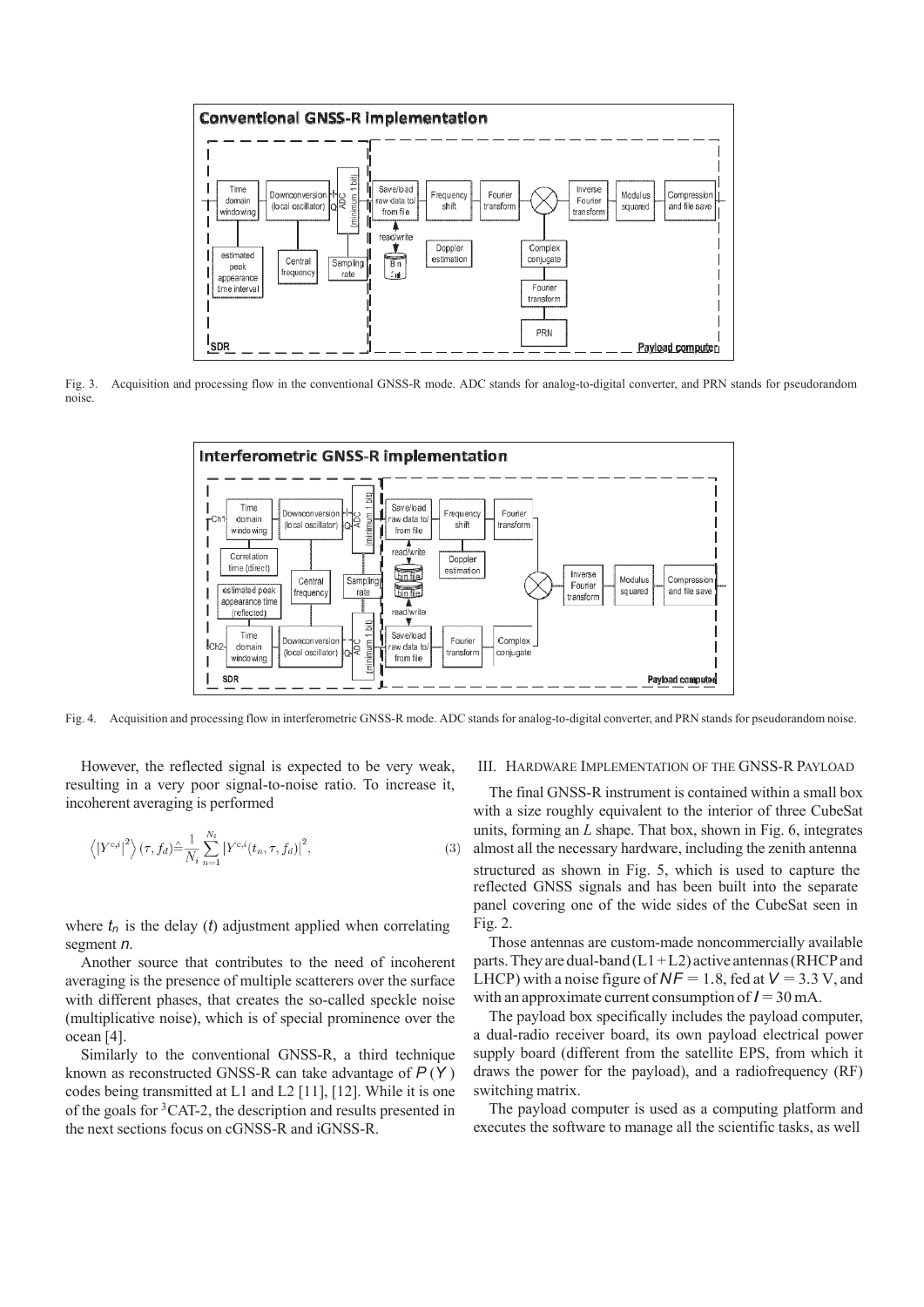Fig. 3. Acquisition and processing flow in the conventional GNSS-R mode. ADC stands for analog-to-digital converter, and PRN stands for pseudorandom noise.

Fig. 4. Acquisition and processing flow in interferometric GNSS-R mode. ADC stands for analog-to-digital converter, and PRN stands for pseudorandom noise.

However, the reflected signal is expected to be very weak, resulting in a very poor signal-to-noise ratio. To increase it, incoherent averaging is performed

$$\left\langle \left|Y^{c,i}\right|^2 \right\rangle (\tau, f_d) \triangleq \frac{1}{N_i} \sum_{n=1}^{N_i} \left|Y^{c,i}(t_n, \tau, f_d)\right|^2, \quad (3)$$

where $t_n$ is the delay ($t$) adjustment applied when correlating segment $n$.

Another source that contributes to the need of incoherent averaging is the presence of multiple scatterers over the surface with different phases, that creates the so-called speckle noise (multiplicative noise), which is of special prominence over the ocean [4].

Similarly to the conventional GNSS-R, a third technique known as reconstructed GNSS-R can take advantage of $P(Y)$ codes being transmitted at L1 and L2 [11], [12]. While it is one of the goals for [3]CAT-2, the description and results presented in the next sections focus on cGNSS-R and iGNSS-R.

## III. Hardware Implementation of the GNSS-R Payload

The final GNSS-R instrument is contained within a small box with a size roughly equivalent to the interior of three CubeSat units, forming an $L$ shape. That box, shown in Fig. 6, integrates almost all the necessary hardware, including the zenith antenna structured as shown in Fig. 5, which is used to capture the reflected GNSS signals and has been built into the separate panel covering one of the wide sides of the CubeSat seen in Fig. 2.

Those antennas are custom-made noncommercially available parts. They are dual-band (L1 + L2) active antennas (RHCP and LHCP) with a noise figure of $NF = 1.8$, fed at $V = 3.3$ V, and with an approximate current consumption of $I = 30$ mA.

The payload box specifically includes the payload computer, a dual-radio receiver board, its own payload electrical power supply board (different from the satellite EPS, from which it draws the power for the payload), and a radiofrequency (RF) switching matrix.

The payload computer is used as a computing platform and executes the software to manage all the scientific tasks, as well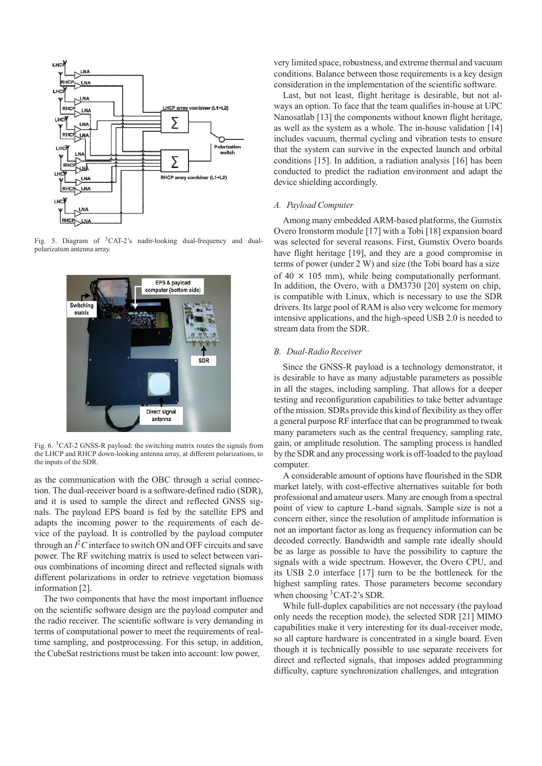Fig. 5. Diagram of [3]CAT-2's nadir-looking dual-frequency and dual-polarization antenna array.

Fig. 6. [3]CAT-2 GNSS-R payload: the switching matrix routes the signals from the LHCP and RHCP down-looking antenna array, at different polarizations, to the inputs of the SDR.

as the communication with the OBC through a serial connection. The dual-receiver board is a software-defined radio (SDR), and it is used to sample the direct and reflected GNSS signals. The payload EPS board is fed by the satellite EPS and adapts the incoming power to the requirements of each device of the payload. It is controlled by the payload computer through an $I^2C$ interface to switch ON and OFF circuits and save power. The RF switching matrix is used to select between various combinations of incoming direct and reflected signals with different polarizations in order to retrieve vegetation biomass information [2].

The two components that have the most important influence on the scientific software design are the payload computer and the radio receiver. The scientific software is very demanding in terms of computational power to meet the requirements of real-time sampling, and postprocessing. For this setup, in addition, the CubeSat restrictions must be taken into account: low power, very limited space, robustness, and extreme thermal and vacuum conditions. Balance between those requirements is a key design consideration in the implementation of the scientific software.

Last, but not least, flight heritage is desirable, but not always an option. To face that the team qualifies in-house at UPC Nanosatlab [13] the components without known flight heritage, as well as the system as a whole. The in-house validation [14] includes vacuum, thermal cycling and vibration tests to ensure that the system can survive in the expected launch and orbital conditions [15]. In addition, a radiation analysis [16] has been conducted to predict the radiation environment and adapt the device shielding accordingly.

### A. Payload Computer

Among many embedded ARM-based platforms, the Gumstix Overo Ironstorm module [17] with a Tobi [18] expansion board was selected for several reasons. First, Gumstix Overo boards have flight heritage [19], and they are a good compromise in terms of power (under 2 W) and size (the Tobi board has a size of $40 \times 105$ mm), while being computationally performant. In addition, the Overo, with a DM3730 [20] system on chip, is compatible with Linux, which is necessary to use the SDR drivers. Its large pool of RAM is also very welcome for memory intensive applications, and the high-speed USB 2.0 is needed to stream data from the SDR.

### B. Dual-Radio Receiver

Since the GNSS-R payload is a technology demonstrator, it is desirable to have as many adjustable parameters as possible in all the stages, including sampling. That allows for a deeper testing and reconfiguration capabilities to take better advantage of the mission. SDRs provide this kind of flexibility as they offer a general purpose RF interface that can be programmed to tweak many parameters such as the central frequency, sampling rate, gain, or amplitude resolution. The sampling process is handled by the SDR and any processing work is off-loaded to the payload computer.

A considerable amount of options have flourished in the SDR market lately, with cost-effective alternatives suitable for both professional and amateur users. Many are enough from a spectral point of view to capture L-band signals. Sample size is not a concern either, since the resolution of amplitude information is not an important factor as long as frequency information can be decoded correctly. Bandwidth and sample rate ideally should be as large as possible to have the possibility to capture the signals with a wide spectrum. However, the Overo CPU, and its USB 2.0 interface [17] turn to be the bottleneck for the highest sampling rates. Those parameters become secondary when choosing [3]CAT-2's SDR.

While full-duplex capabilities are not necessary (the payload only needs the reception mode), the selected SDR [21] MIMO capabilities make it very interesting for its dual-receiver mode, so all capture hardware is concentrated in a single board. Even though it is technically possible to use separate receivers for direct and reflected signals, that imposes added programming difficulty, capture synchronization challenges, and integration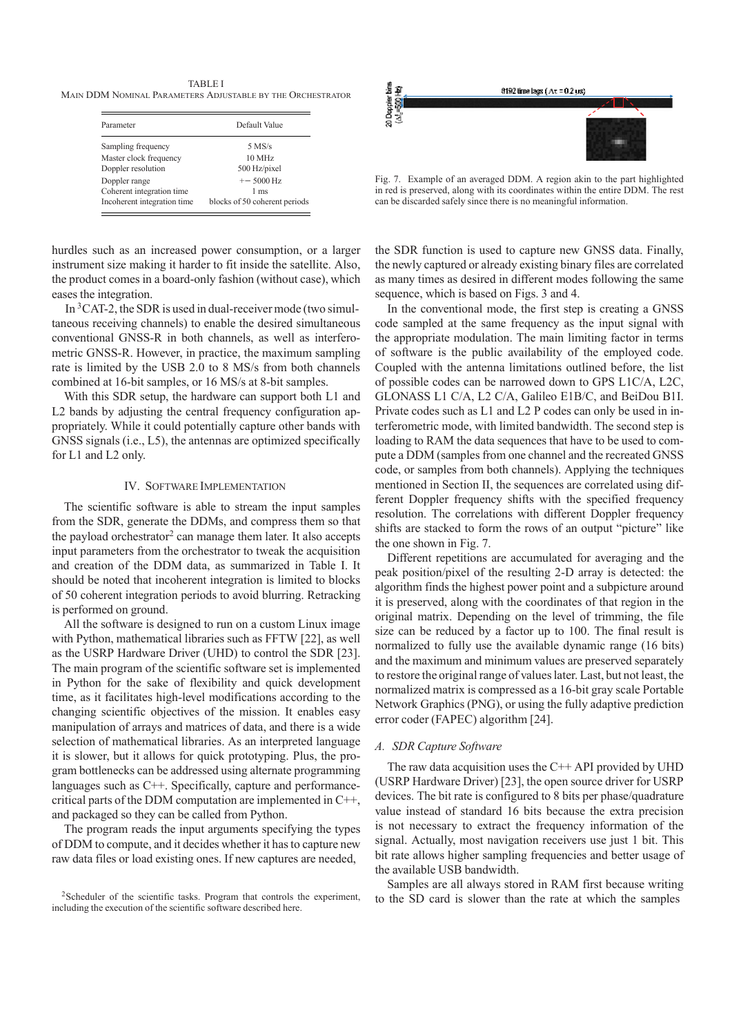TABLE I

MAIN DDM NOMINAL PARAMETERS ADJUSTABLE BY THE ORCHESTRATOR

| Parameter | Default Value |
|---|---|
| Sampling frequency | 5 MS/s |
| Master clock frequency | 10 MHz |
| Doppler resolution | 500 Hz/pixel |
| Doppler range | +− 5000 Hz |
| Coherent integration time | 1 ms |
| Incoherent integration time | blocks of 50 coherent periods |

Fig. 7. Example of an averaged DDM. A region akin to the part highlighted in red is preserved, along with its coordinates within the entire DDM. The rest can be discarded safely since there is no meaningful information.

hurdles such as an increased power consumption, or a larger instrument size making it harder to fit inside the satellite. Also, the product comes in a board-only fashion (without case), which eases the integration.

In [3]CAT-2, the SDR is used in dual-receiver mode (two simultaneous receiving channels) to enable the desired simultaneous conventional GNSS-R in both channels, as well as interferometric GNSS-R. However, in practice, the maximum sampling rate is limited by the USB 2.0 to 8 MS/s from both channels combined at 16-bit samples, or 16 MS/s at 8-bit samples.

With this SDR setup, the hardware can support both L1 and L2 bands by adjusting the central frequency configuration appropriately. While it could potentially capture other bands with GNSS signals (i.e., L5), the antennas are optimized specifically for L1 and L2 only.

## IV. SOFTWARE IMPLEMENTATION

The scientific software is able to stream the input samples from the SDR, generate the DDMs, and compress them so that the payload orchestrator[2] can manage them later. It also accepts input parameters from the orchestrator to tweak the acquisition and creation of the DDM data, as summarized in Table I. It should be noted that incoherent integration is limited to blocks of 50 coherent integration periods to avoid blurring. Retracking is performed on ground.

All the software is designed to run on a custom Linux image with Python, mathematical libraries such as FFTW [22], as well as the USRP Hardware Driver (UHD) to control the SDR [23]. The main program of the scientific software set is implemented in Python for the sake of flexibility and quick development time, as it facilitates high-level modifications according to the changing scientific objectives of the mission. It enables easy manipulation of arrays and matrices of data, and there is a wide selection of mathematical libraries. As an interpreted language it is slower, but it allows for quick prototyping. Plus, the program bottlenecks can be addressed using alternate programming languages such as C++. Specifically, capture and performance-critical parts of the DDM computation are implemented in C++, and packaged so they can be called from Python.

The program reads the input arguments specifying the types of DDM to compute, and it decides whether it has to capture new raw data files or load existing ones. If new captures are needed, the SDR function is used to capture new GNSS data. Finally, the newly captured or already existing binary files are correlated as many times as desired in different modes following the same sequence, which is based on Figs. 3 and 4.

In the conventional mode, the first step is creating a GNSS code sampled at the same frequency as the input signal with the appropriate modulation. The main limiting factor in terms of software is the public availability of the employed code. Coupled with the antenna limitations outlined before, the list of possible codes can be narrowed down to GPS L1C/A, L2C, GLONASS L1 C/A, L2 C/A, Galileo E1B/C, and BeiDou B1I. Private codes such as L1 and L2 P codes can only be used in interferometric mode, with limited bandwidth. The second step is loading to RAM the data sequences that have to be used to compute a DDM (samples from one channel and the recreated GNSS code, or samples from both channels). Applying the techniques mentioned in Section II, the sequences are correlated using different Doppler frequency shifts with the specified frequency resolution. The correlations with different Doppler frequency shifts are stacked to form the rows of an output "picture" like the one shown in Fig. 7.

Different repetitions are accumulated for averaging and the peak position/pixel of the resulting 2-D array is detected: the algorithm finds the highest power point and a subpicture around it is preserved, along with the coordinates of that region in the original matrix. Depending on the level of trimming, the file size can be reduced by a factor up to 100. The final result is normalized to fully use the available dynamic range (16 bits) and the maximum and minimum values are preserved separately to restore the original range of values later. Last, but not least, the normalized matrix is compressed as a 16-bit gray scale Portable Network Graphics (PNG), or using the fully adaptive prediction error coder (FAPEC) algorithm [24].

### *A. SDR Capture Software*

The raw data acquisition uses the C++ API provided by UHD (USRP Hardware Driver) [23], the open source driver for USRP devices. The bit rate is configured to 8 bits per phase/quadrature value instead of standard 16 bits because the extra precision is not necessary to extract the frequency information of the signal. Actually, most navigation receivers use just 1 bit. This bit rate allows higher sampling frequencies and better usage of the available USB bandwidth.

Samples are all always stored in RAM first because writing to the SD card is slower than the rate at which the samples

[2]Scheduler of the scientific tasks. Program that controls the experiment, including the execution of the scientific software described here.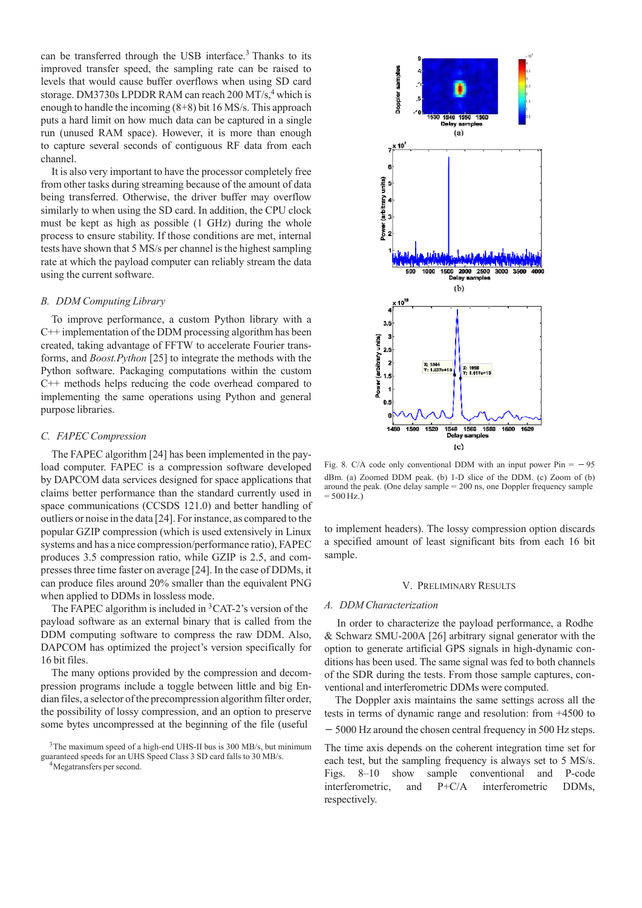can be transferred through the USB interface.[3] Thanks to its improved transfer speed, the sampling rate can be raised to levels that would cause buffer overflows when using SD card storage. DM3730s LPDDR RAM can reach 200 MT/s,[4] which is enough to handle the incoming (8+8) bit 16 MS/s. This approach puts a hard limit on how much data can be captured in a single run (unused RAM space). However, it is more than enough to capture several seconds of contiguous RF data from each channel.

It is also very important to have the processor completely free from other tasks during streaming because of the amount of data being transferred. Otherwise, the driver buffer may overflow similarly to when using the SD card. In addition, the CPU clock must be kept as high as possible (1 GHz) during the whole process to ensure stability. If those conditions are met, internal tests have shown that 5 MS/s per channel is the highest sampling rate at which the payload computer can reliably stream the data using the current software.

### B. DDM Computing Library

To improve performance, a custom Python library with a C++ implementation of the DDM processing algorithm has been created, taking advantage of FFTW to accelerate Fourier transforms, and *Boost.Python* [25] to integrate the methods with the Python software. Packaging computations within the custom C++ methods helps reducing the code overhead compared to implementing the same operations using Python and general purpose libraries.

### C. FAPEC Compression

The FAPEC algorithm [24] has been implemented in the payload computer. FAPEC is a compression software developed by DAPCOM data services designed for space applications that claims better performance than the standard currently used in space communications (CCSDS 121.0) and better handling of outliers or noise in the data [24]. For instance, as compared to the popular GZIP compression (which is used extensively in Linux systems and has a nice compression/performance ratio), FAPEC produces 3.5 compression ratio, while GZIP is 2.5, and compresses three time faster on average [24]. In the case of DDMs, it can produce files around 20% smaller than the equivalent PNG when applied to DDMs in lossless mode.

The FAPEC algorithm is included in $^3$CAT-2's version of the payload software as an external binary that is called from the DDM computing software to compress the raw DDM. Also, DAPCOM has optimized the project's version specifically for 16 bit files.

The many options provided by the compression and decompression programs include a toggle between little and big Endian files, a selector of the precompression algorithm filter order, the possibility of lossy compression, and an option to preserve some bytes uncompressed at the beginning of the file (useful to implement headers). The lossy compression option discards a specified amount of least significant bits from each 16 bit sample.

[3] The maximum speed of a high-end UHS-II bus is 300 MB/s, but minimum guaranteed speeds for an UHS Speed Class 3 SD card falls to 30 MB/s.

[4] Megatransfers per second.

Fig. 8. C/A code only conventional DDM with an input power Pin = − 95 dBm. (a) Zoomed DDM peak. (b) 1-D slice of the DDM. (c) Zoom of (b) around the peak. (One delay sample = 200 ns, one Doppler frequency sample = 500 Hz.)

## V. Preliminary Results

### A. DDM Characterization

In order to characterize the payload performance, a Rodhe & Schwarz SMU-200A [26] arbitrary signal generator with the option to generate artificial GPS signals in high-dynamic conditions has been used. The same signal was fed to both channels of the SDR during the tests. From those sample captures, conventional and interferometric DDMs were computed.

The Doppler axis maintains the same settings across all the tests in terms of dynamic range and resolution: from +4500 to − 5000 Hz around the chosen central frequency in 500 Hz steps. The time axis depends on the coherent integration time set for each test, but the sampling frequency is always set to 5 MS/s. Figs. 8–10 show sample conventional and P-code interferometric, and P+C/A interferometric DDMs, respectively.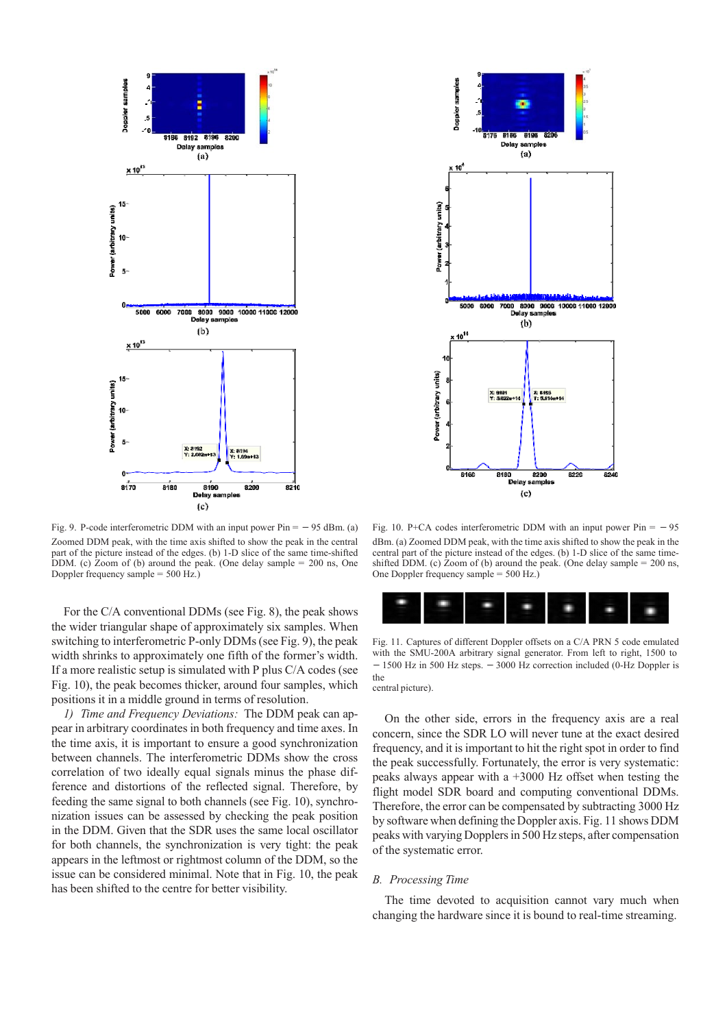Fig. 9. P-code interferometric DDM with an input power Pin = − 95 dBm. (a) Zoomed DDM peak, with the time axis shifted to show the peak in the central part of the picture instead of the edges. (b) 1-D slice of the same time-shifted DDM. (c) Zoom of (b) around the peak. (One delay sample = 200 ns, One Doppler frequency sample = 500 Hz.)

Fig. 10. P+CA codes interferometric DDM with an input power Pin = − 95 dBm. (a) Zoomed DDM peak, with the time axis shifted to show the peak in the central part of the picture instead of the edges. (b) 1-D slice of the same time-shifted DDM. (c) Zoom of (b) around the peak. (One delay sample = 200 ns, One Doppler frequency sample = 500 Hz.)

For the C/A conventional DDMs (see Fig. 8), the peak shows the wider triangular shape of approximately six samples. When switching to interferometric P-only DDMs (see Fig. 9), the peak width shrinks to approximately one fifth of the former's width. If a more realistic setup is simulated with P plus C/A codes (see Fig. 10), the peak becomes thicker, around four samples, which positions it in a middle ground in terms of resolution.

*1) Time and Frequency Deviations:* The DDM peak can appear in arbitrary coordinates in both frequency and time axes. In the time axis, it is important to ensure a good synchronization between channels. The interferometric DDMs show the cross correlation of two ideally equal signals minus the phase difference and distortions of the reflected signal. Therefore, by feeding the same signal to both channels (see Fig. 10), synchronization issues can be assessed by checking the peak position in the DDM. Given that the SDR uses the same local oscillator for both channels, the synchronization is very tight: the peak appears in the leftmost or rightmost column of the DDM, so the issue can be considered minimal. Note that in Fig. 10, the peak has been shifted to the centre for better visibility.

Fig. 11. Captures of different Doppler offsets on a C/A PRN 5 code emulated with the SMU-200A arbitrary signal generator. From left to right, 1500 to − 1500 Hz in 500 Hz steps. − 3000 Hz correction included (0-Hz Doppler is the central picture).

On the other side, errors in the frequency axis are a real concern, since the SDR LO will never tune at the exact desired frequency, and it is important to hit the right spot in order to find the peak successfully. Fortunately, the error is very systematic: peaks always appear with a +3000 Hz offset when testing the flight model SDR board and computing conventional DDMs. Therefore, the error can be compensated by subtracting 3000 Hz by software when defining the Doppler axis. Fig. 11 shows DDM peaks with varying Dopplers in 500 Hz steps, after compensation of the systematic error.

### B. *Processing Time*

The time devoted to acquisition cannot vary much when changing the hardware since it is bound to real-time streaming.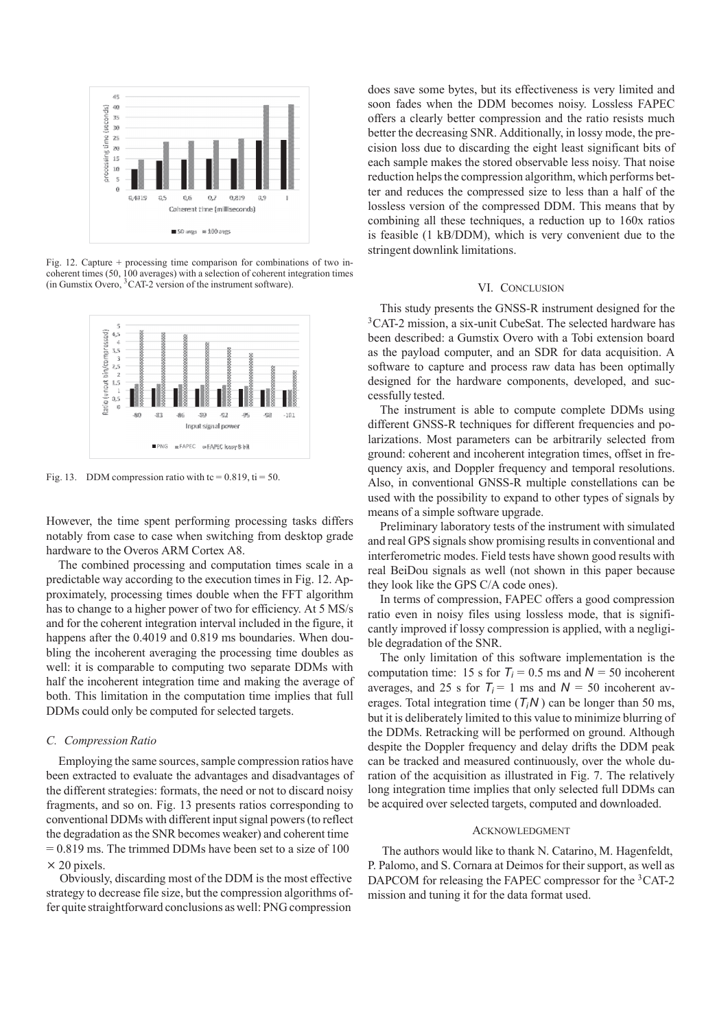Fig. 12. Capture + processing time comparison for combinations of two incoherent times (50, 100 averages) with a selection of coherent integration times (in Gumstix Overo, [3]CAT-2 version of the instrument software).

Fig. 13. DDM compression ratio with tc = 0.819, ti = 50.

However, the time spent performing processing tasks differs notably from case to case when switching from desktop grade hardware to the Overos ARM Cortex A8.

The combined processing and computation times scale in a predictable way according to the execution times in Fig. 12. Approximately, processing times double when the FFT algorithm has to change to a higher power of two for efficiency. At 5 MS/s and for the coherent integration interval included in the figure, it happens after the 0.4019 and 0.819 ms boundaries. When doubling the incoherent averaging the processing time doubles as well: it is comparable to computing two separate DDMs with half the incoherent integration time and making the average of both. This limitation in the computation time implies that full DDMs could only be computed for selected targets.

### *C. Compression Ratio*

Employing the same sources, sample compression ratios have been extracted to evaluate the advantages and disadvantages of the different strategies: formats, the need or not to discard noisy fragments, and so on. Fig. 13 presents ratios corresponding to conventional DDMs with different input signal powers (to reflect the degradation as the SNR becomes weaker) and coherent time = 0.819 ms. The trimmed DDMs have been set to a size of 100 × 20 pixels.

Obviously, discarding most of the DDM is the most effective strategy to decrease file size, but the compression algorithms offer quite straightforward conclusions as well: PNG compression does save some bytes, but its effectiveness is very limited and soon fades when the DDM becomes noisy. Lossless FAPEC offers a clearly better compression and the ratio resists much better the decreasing SNR. Additionally, in lossy mode, the precision loss due to discarding the eight least significant bits of each sample makes the stored observable less noisy. That noise reduction helps the compression algorithm, which performs better and reduces the compressed size to less than a half of the lossless version of the compressed DDM. This means that by combining all these techniques, a reduction up to 160x ratios is feasible (1 kB/DDM), which is very convenient due to the stringent downlink limitations.

## VI. Conclusion

This study presents the GNSS-R instrument designed for the [3]CAT-2 mission, a six-unit CubeSat. The selected hardware has been described: a Gumstix Overo with a Tobi extension board as the payload computer, and an SDR for data acquisition. A software to capture and process raw data has been optimally designed for the hardware components, developed, and successfully tested.

The instrument is able to compute complete DDMs using different GNSS-R techniques for different frequencies and polarizations. Most parameters can be arbitrarily selected from ground: coherent and incoherent integration times, offset in frequency axis, and Doppler frequency and temporal resolutions. Also, in conventional GNSS-R multiple constellations can be used with the possibility to expand to other types of signals by means of a simple software upgrade.

Preliminary laboratory tests of the instrument with simulated and real GPS signals show promising results in conventional and interferometric modes. Field tests have shown good results with real BeiDou signals as well (not shown in this paper because they look like the GPS C/A code ones).

In terms of compression, FAPEC offers a good compression ratio even in noisy files using lossless mode, that is significantly improved if lossy compression is applied, with a negligible degradation of the SNR.

The only limitation of this software implementation is the computation time: 15 s for $T_i = 0.5$ ms and $N = 50$ incoherent averages, and 25 s for $T_i = 1$ ms and $N = 50$ incoherent averages. Total integration time ($T_i N$) can be longer than 50 ms, but it is deliberately limited to this value to minimize blurring of the DDMs. Retracking will be performed on ground. Although despite the Doppler frequency and delay drifts the DDM peak can be tracked and measured continuously, over the whole duration of the acquisition as illustrated in Fig. 7. The relatively long integration time implies that only selected full DDMs can be acquired over selected targets, computed and downloaded.

## Acknowledgment

The authors would like to thank N. Catarino, M. Hagenfeldt, P. Palomo, and S. Cornara at Deimos for their support, as well as DAPCOM for releasing the FAPEC compressor for the [3]CAT-2 mission and tuning it for the data format used.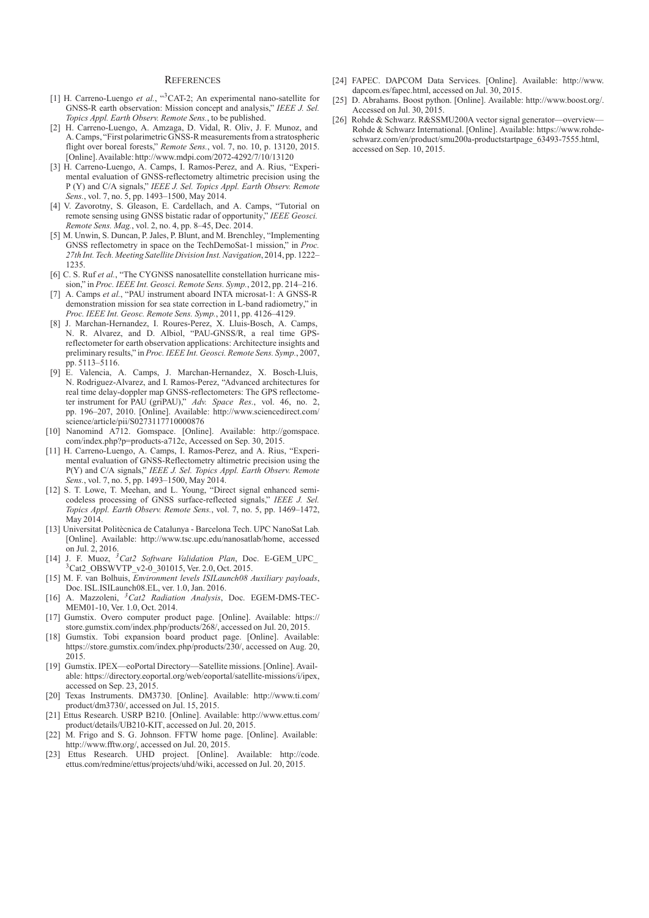## REFERENCES

[1] H. Carreno-Luengo *et al.*, "[3]CAT-2; An experimental nano-satellite for GNSS-R earth observation: Mission concept and analysis," *IEEE J. Sel. Topics Appl. Earth Observ. Remote Sens.*, to be published.

[2] H. Carreno-Luengo, A. Amzaga, D. Vidal, R. Oliv, J. F. Munoz, and A. Camps, "First polarimetric GNSS-R measurements from a stratospheric flight over boreal forests," *Remote Sens.*, vol. 7, no. 10, p. 13120, 2015. [Online]. Available: http://www.mdpi.com/2072-4292/7/10/13120

[3] H. Carreno-Luengo, A. Camps, I. Ramos-Perez, and A. Rius, "Experimental evaluation of GNSS-reflectometry altimetric precision using the P (Y) and C/A signals," *IEEE J. Sel. Topics Appl. Earth Observ. Remote Sens.*, vol. 7, no. 5, pp. 1493–1500, May 2014.

[4] V. Zavorotny, S. Gleason, E. Cardellach, and A. Camps, "Tutorial on remote sensing using GNSS bistatic radar of opportunity," *IEEE Geosci. Remote Sens. Mag.*, vol. 2, no. 4, pp. 8–45, Dec. 2014.

[5] M. Unwin, S. Duncan, P. Jales, P. Blunt, and M. Brenchley, "Implementing GNSS reflectometry in space on the TechDemoSat-1 mission," in *Proc. 27th Int. Tech. Meeting Satellite Division Inst. Navigation*, 2014, pp. 1222–1235.

[6] C. S. Ruf *et al.*, "The CYGNSS nanosatellite constellation hurricane mission," in *Proc. IEEE Int. Geosci. Remote Sens. Symp.*, 2012, pp. 214–216.

[7] A. Camps *et al.*, "PAU instrument aboard INTA microsat-1: A GNSS-R demonstration mission for sea state correction in L-band radiometry," in *Proc. IEEE Int. Geosc. Remote Sens. Symp.*, 2011, pp. 4126–4129.

[8] J. Marchan-Hernandez, I. Roures-Perez, X. Lluis-Bosch, A. Camps, N. R. Alvarez, and D. Albiol, "PAU-GNSS/R, a real time GPS-reflectometer for earth observation applications: Architecture insights and preliminary results," in *Proc. IEEE Int. Geosci. Remote Sens. Symp.*, 2007, pp. 5113–5116.

[9] E. Valencia, A. Camps, J. Marchan-Hernandez, X. Bosch-Lluis, N. Rodriguez-Alvarez, and I. Ramos-Perez, "Advanced architectures for real time delay-doppler map GNSS-reflectometers: The GPS reflectometer instrument for PAU (griPAU)," *Adv. Space Res.*, vol. 46, no. 2, pp. 196–207, 2010. [Online]. Available: http://www.sciencedirect.com/science/article/pii/S0273117710000876

[10] Nanomind A712. Gomspace. [Online]. Available: http://gomspace.com/index.php?p=products-a712c, Accessed on Sep. 30, 2015.

[11] H. Carreno-Luengo, A. Camps, I. Ramos-Perez, and A. Rius, "Experimental evaluation of GNSS-Reflectometry altimetric precision using the P(Y) and C/A signals," *IEEE J. Sel. Topics Appl. Earth Observ. Remote Sens.*, vol. 7, no. 5, pp. 1493–1500, May 2014.

[12] S. T. Lowe, T. Meehan, and L. Young, "Direct signal enhanced semi-codeless processing of GNSS surface-reflected signals," *IEEE J. Sel. Topics Appl. Earth Observ. Remote Sens.*, vol. 7, no. 5, pp. 1469–1472, May 2014.

[13] Universitat Politècnica de Catalunya - Barcelona Tech. UPC NanoSat Lab. [Online]. Available: http://www.tsc.upc.edu/nanosatlab/home, accessed on Jul. 2, 2016.

[14] J. F. Muoz, *[3]Cat2 Software Validation Plan*, Doc. E-GEM_UPC_[3]Cat2_OBSWVTP_v2-0_301015, Ver. 2.0, Oct. 2015.

[15] M. F. van Bolhuis, *Environment levels ISILaunch08 Auxiliary payloads*, Doc. ISL.ISILaunch08.EL, ver. 1.0, Jan. 2016.

[16] A. Mazzoleni, *[3]Cat2 Radiation Analysis*, Doc. EGEM-DMS-TEC-MEM01-10, Ver. 1.0, Oct. 2014.

[17] Gumstix. Overo computer product page. [Online]. Available: https://store.gumstix.com/index.php/products/268/, accessed on Jul. 20, 2015.

[18] Gumstix. Tobi expansion board product page. [Online]. Available: https://store.gumstix.com/index.php/products/230/, accessed on Aug. 20, 2015.

[19] Gumstix. IPEX—eoPortal Directory—Satellite missions. [Online]. Available: https://directory.eoportal.org/web/eoportal/satellite-missions/i/ipex, accessed on Sep. 23, 2015.

[20] Texas Instruments. DM3730. [Online]. Available: http://www.ti.com/product/dm3730/, accessed on Jul. 15, 2015.

[21] Ettus Research. USRP B210. [Online]. Available: http://www.ettus.com/product/details/UB210-KIT, accessed on Jul. 20, 2015.

[22] M. Frigo and S. G. Johnson. FFTW home page. [Online]. Available: http://www.fftw.org/, accessed on Jul. 20, 2015.

[23] Ettus Research. UHD project. [Online]. Available: http://code.ettus.com/redmine/ettus/projects/uhd/wiki, accessed on Jul. 20, 2015.

[24] FAPEC. DAPCOM Data Services. [Online]. Available: http://www.dapcom.es/fapec.html, accessed on Jul. 30, 2015.

[25] D. Abrahams. Boost python. [Online]. Available: http://www.boost.org/. Accessed on Jul. 30, 2015.

[26] Rohde & Schwarz. R&SSMU200A vector signal generator—overview—Rohde & Schwarz International. [Online]. Available: https://www.rohde-schwarz.com/en/product/smu200a-productstartpage_63493-7555.html, accessed on Sep. 10, 2015.